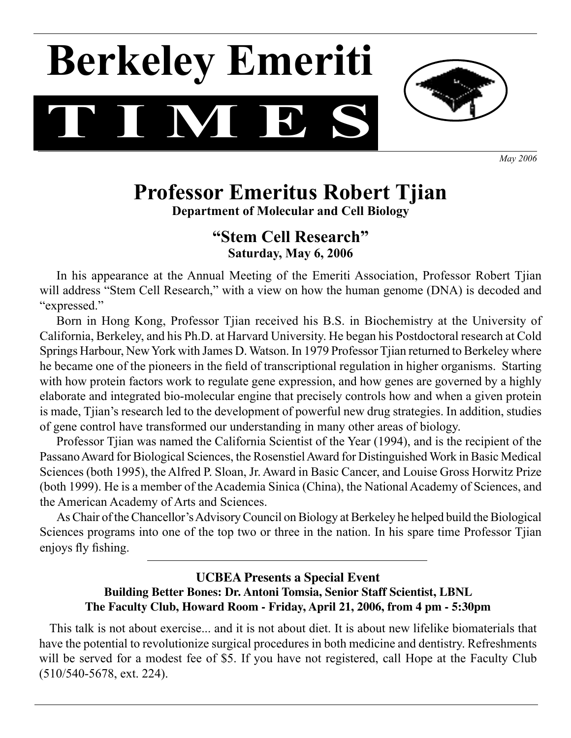# Berkeley Emeriti TIMES

*May 2006*

## Professor Emeritus Robert Tjian

**Department of Molecular and Cell Biology**

### "Stem Cell Research"

**Saturday, May 6, 2006**

In his appearance at the Annual Meeting of the Emeriti Association, Professor Robert Tjian will address "Stem Cell Research," with a view on how the human genome (DNA) is decoded and "expressed."

Born in Hong Kong, Professor Tjian received his B.S. in Biochemistry at the University of California, Berkeley, and his Ph.D. at Harvard University. He began his Postdoctoral research at Cold Springs Harbour, New York with James D. Watson. In 1979 Professor Tjian returned to Berkeley where he became one of the pioneers in the field of transcriptional regulation in higher organisms. Starting with how protein factors work to regulate gene expression, and how genes are governed by a highly elaborate and integrated bio-molecular engine that precisely controls how and when a given protein is made, Tjian's research led to the development of powerful new drug strategies. In addition, studies of gene control have transformed our understanding in many other areas of biology.

Professor Tjian was named the California Scientist of the Year (1994), and is the recipient of the Passano Award for Biological Sciences, the Rosenstiel Award for Distinguished Work in Basic Medical Sciences (both 1995), the Alfred P. Sloan, Jr. Award in Basic Cancer, and Louise Gross Horwitz Prize (both 1999). He is a member of the Academia Sinica (China), the National Academy of Sciences, and the American Academy of Arts and Sciences.

As Chair of the Chancellor's Advisory Council on Biology at Berkeley he helped build the Biological Sciences programs into one of the top two or three in the nation. In his spare time Professor Tjian enjoys fly fishing.

---

**UCBEA Presents a Special Event**
**Building Better Bones: Dr. Antoni Tomsia, Senior Staff Scientist, LBNL**
**The Faculty Club, Howard Room - Friday, April 21, 2006, from 4 pm - 5:30pm**

This talk is not about exercise... and it is not about diet. It is about new lifelike biomaterials that have the potential to revolutionize surgical procedures in both medicine and dentistry. Refreshments will be served for a modest fee of $5. If you have not registered, call Hope at the Faculty Club (510/540-5678, ext. 224).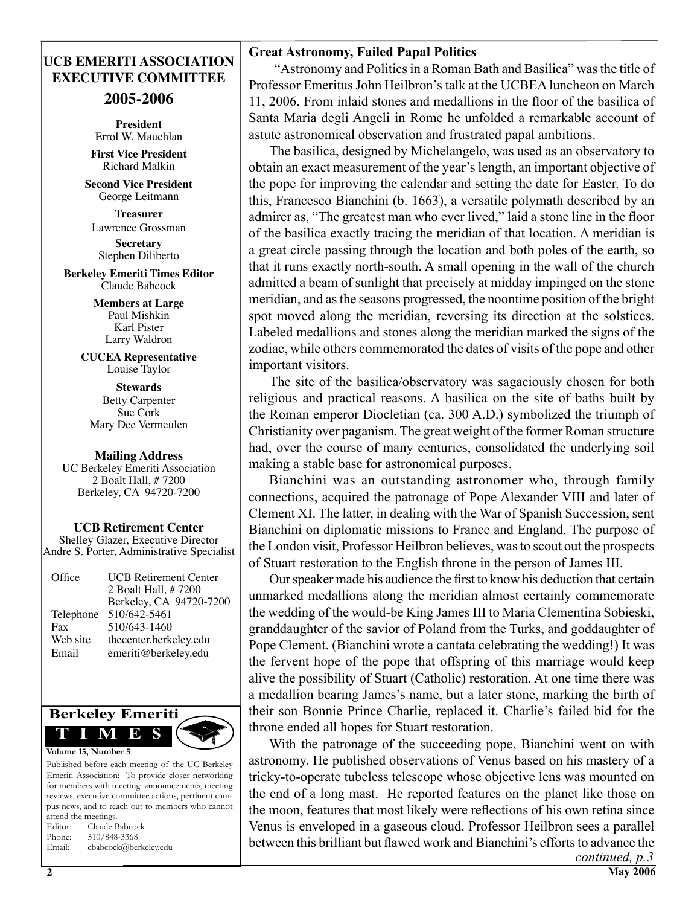## UCB EMERITI ASSOCIATION EXECUTIVE COMMITTEE

## 2005-2006

**President**
Errol W. Mauchlan

**First Vice President**
Richard Malkin

**Second Vice President**
George Leitmann

**Treasurer**
Lawrence Grossman

**Secretary**
Stephen Diliberto

**Berkeley Emeriti Times Editor**
Claude Babcock

**Members at Large**
Paul Mishkin
Karl Pister
Larry Waldron

**CUCEA Representative**
Louise Taylor

**Stewards**
Betty Carpenter
Sue Cork
Mary Dee Vermeulen

**Mailing Address**
UC Berkeley Emeriti Association
2 Boalt Hall, # 7200
Berkeley, CA 94720-7200

**UCB Retirement Center**
Shelley Glazer, Executive Director
Andre S. Porter, Administrative Specialist

| | |
|---|---|
| Office | UCB Retirement Center<br>2 Boalt Hall, # 7200<br>Berkeley, CA 94720-7200 |
| Telephone | 510/642-5461 |
| Fax | 510/643-1460 |
| Web site | thecenter.berkeley.edu |
| Email | emeriti@berkeley.edu |

**Berkeley Emeriti TIMES**

**Volume 15, Number 5**

Published before each meeting of the UC Berkeley Emeriti Association: To provide closer networking for members with meeting announcements, meeting reviews, executive committee actions, pertinent campus news, and to reach out to members who cannot attend the meetings.
Editor: Claude Babcock
Phone: 510/848-3368
Email: cbabcock@berkeley.edu

### Great Astronomy, Failed Papal Politics

"Astronomy and Politics in a Roman Bath and Basilica" was the title of Professor Emeritus John Heilbron's talk at the UCBEA luncheon on March 11, 2006. From inlaid stones and medallions in the floor of the basilica of Santa Maria degli Angeli in Rome he unfolded a remarkable account of astute astronomical observation and frustrated papal ambitions.

The basilica, designed by Michelangelo, was used as an observatory to obtain an exact measurement of the year's length, an important objective of the pope for improving the calendar and setting the date for Easter. To do this, Francesco Bianchini (b. 1663), a versatile polymath described by an admirer as, "The greatest man who ever lived," laid a stone line in the floor of the basilica exactly tracing the meridian of that location. A meridian is a great circle passing through the location and both poles of the earth, so that it runs exactly north-south. A small opening in the wall of the church admitted a beam of sunlight that precisely at midday impinged on the stone meridian, and as the seasons progressed, the noontime position of the bright spot moved along the meridian, reversing its direction at the solstices. Labeled medallions and stones along the meridian marked the signs of the zodiac, while others commemorated the dates of visits of the pope and other important visitors.

The site of the basilica/observatory was sagaciously chosen for both religious and practical reasons. A basilica on the site of baths built by the Roman emperor Diocletian (ca. 300 A.D.) symbolized the triumph of Christianity over paganism. The great weight of the former Roman structure had, over the course of many centuries, consolidated the underlying soil making a stable base for astronomical purposes.

Bianchini was an outstanding astronomer who, through family connections, acquired the patronage of Pope Alexander VIII and later of Clement XI. The latter, in dealing with the War of Spanish Succession, sent Bianchini on diplomatic missions to France and England. The purpose of the London visit, Professor Heilbron believes, was to scout out the prospects of Stuart restoration to the English throne in the person of James III.

Our speaker made his audience the first to know his deduction that certain unmarked medallions along the meridian almost certainly commemorate the wedding of the would-be King James III to Maria Clementina Sobieski, granddaughter of the savior of Poland from the Turks, and goddaughter of Pope Clement. (Bianchini wrote a cantata celebrating the wedding!) It was the fervent hope of the pope that offspring of this marriage would keep alive the possibility of Stuart (Catholic) restoration. At one time there was a medallion bearing James's name, but a later stone, marking the birth of their son Bonnie Prince Charlie, replaced it. Charlie's failed bid for the throne ended all hopes for Stuart restoration.

With the patronage of the succeeding pope, Bianchini went on with astronomy. He published observations of Venus based on his mastery of a tricky-to-operate tubeless telescope whose objective lens was mounted on the end of a long mast. He reported features on the planet like those on the moon, features that most likely were reflections of his own retina since Venus is enveloped in a gaseous cloud. Professor Heilbron sees a parallel between this brilliant but flawed work and Bianchini's efforts to advance the

*continued, p.3*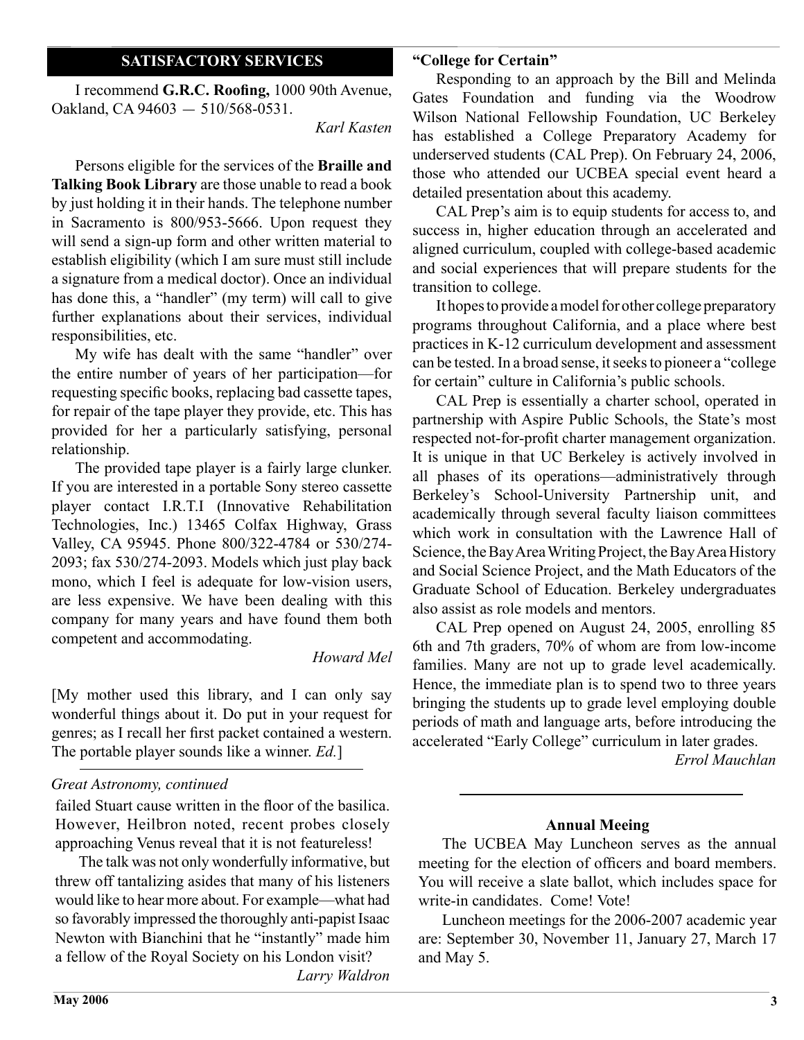## SATISFACTORY SERVICES

I recommend **G.R.C. Roofing,** 1000 90th Avenue, Oakland, CA 94603 — 510/568-0531.

*Karl Kasten*

Persons eligible for the services of the **Braille and Talking Book Library** are those unable to read a book by just holding it in their hands. The telephone number in Sacramento is 800/953-5666. Upon request they will send a sign-up form and other written material to establish eligibility (which I am sure must still include a signature from a medical doctor). Once an individual has done this, a "handler" (my term) will call to give further explanations about their services, individual responsibilities, etc.

My wife has dealt with the same "handler" over the entire number of years of her participation—for requesting specific books, replacing bad cassette tapes, for repair of the tape player they provide, etc. This has provided for her a particularly satisfying, personal relationship.

The provided tape player is a fairly large clunker. If you are interested in a portable Sony stereo cassette player contact I.R.T.I (Innovative Rehabilitation Technologies, Inc.) 13465 Colfax Highway, Grass Valley, CA 95945. Phone 800/322-4784 or 530/274-2093; fax 530/274-2093. Models which just play back mono, which I feel is adequate for low-vision users, are less expensive. We have been dealing with this company for many years and have found them both competent and accommodating.

*Howard Mel*

[My mother used this library, and I can only say wonderful things about it. Do put in your request for genres; as I recall her first packet contained a western. The portable player sounds like a winner. *Ed.*]

---

*Great Astronomy, continued*

failed Stuart cause written in the floor of the basilica. However, Heilbron noted, recent probes closely approaching Venus reveal that it is not featureless!

The talk was not only wonderfully informative, but threw off tantalizing asides that many of his listeners would like to hear more about. For example—what had so favorably impressed the thoroughly anti-papist Isaac Newton with Bianchini that he "instantly" made him a fellow of the Royal Society on his London visit?

*Larry Waldron*

### "College for Certain"

Responding to an approach by the Bill and Melinda Gates Foundation and funding via the Woodrow Wilson National Fellowship Foundation, UC Berkeley has established a College Preparatory Academy for underserved students (CAL Prep). On February 24, 2006, those who attended our UCBEA special event heard a detailed presentation about this academy.

CAL Prep's aim is to equip students for access to, and success in, higher education through an accelerated and aligned curriculum, coupled with college-based academic and social experiences that will prepare students for the transition to college.

It hopes to provide a model for other college preparatory programs throughout California, and a place where best practices in K-12 curriculum development and assessment can be tested. In a broad sense, it seeks to pioneer a "college for certain" culture in California's public schools.

CAL Prep is essentially a charter school, operated in partnership with Aspire Public Schools, the State's most respected not-for-profit charter management organization. It is unique in that UC Berkeley is actively involved in all phases of its operations—administratively through Berkeley's School-University Partnership unit, and academically through several faculty liaison committees which work in consultation with the Lawrence Hall of Science, the Bay Area Writing Project, the Bay Area History and Social Science Project, and the Math Educators of the Graduate School of Education. Berkeley undergraduates also assist as role models and mentors.

CAL Prep opened on August 24, 2005, enrolling 85 6th and 7th graders, 70% of whom are from low-income families. Many are not up to grade level academically. Hence, the immediate plan is to spend two to three years bringing the students up to grade level employing double periods of math and language arts, before introducing the accelerated "Early College" curriculum in later grades.

*Errol Mauchlan*

---

### Annual Meeing

The UCBEA May Luncheon serves as the annual meeting for the election of officers and board members. You will receive a slate ballot, which includes space for write-in candidates. Come! Vote!

Luncheon meetings for the 2006-2007 academic year are: September 30, November 11, January 27, March 17 and May 5.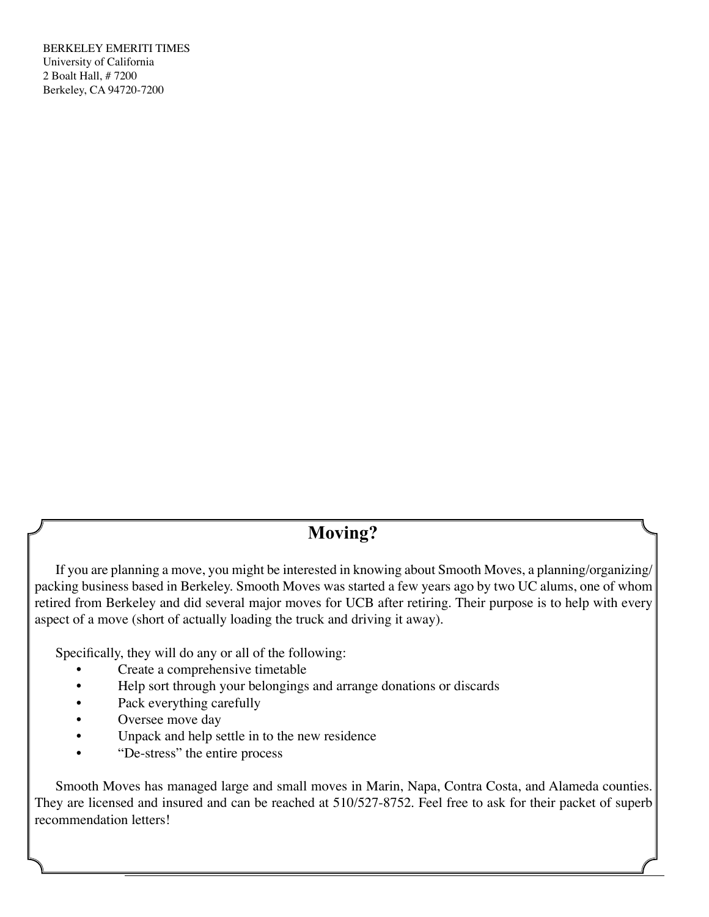BERKELEY EMERITI TIMES
University of California
2 Boalt Hall, # 7200
Berkeley, CA 94720-7200

## Moving?

If you are planning a move, you might be interested in knowing about Smooth Moves, a planning/organizing/packing business based in Berkeley. Smooth Moves was started a few years ago by two UC alums, one of whom retired from Berkeley and did several major moves for UCB after retiring. Their purpose is to help with every aspect of a move (short of actually loading the truck and driving it away).

Specifically, they will do any or all of the following:

- Create a comprehensive timetable
- Help sort through your belongings and arrange donations or discards
- Pack everything carefully
- Oversee move day
- Unpack and help settle in to the new residence
- "De-stress" the entire process

Smooth Moves has managed large and small moves in Marin, Napa, Contra Costa, and Alameda counties. They are licensed and insured and can be reached at 510/527-8752. Feel free to ask for their packet of superb recommendation letters!